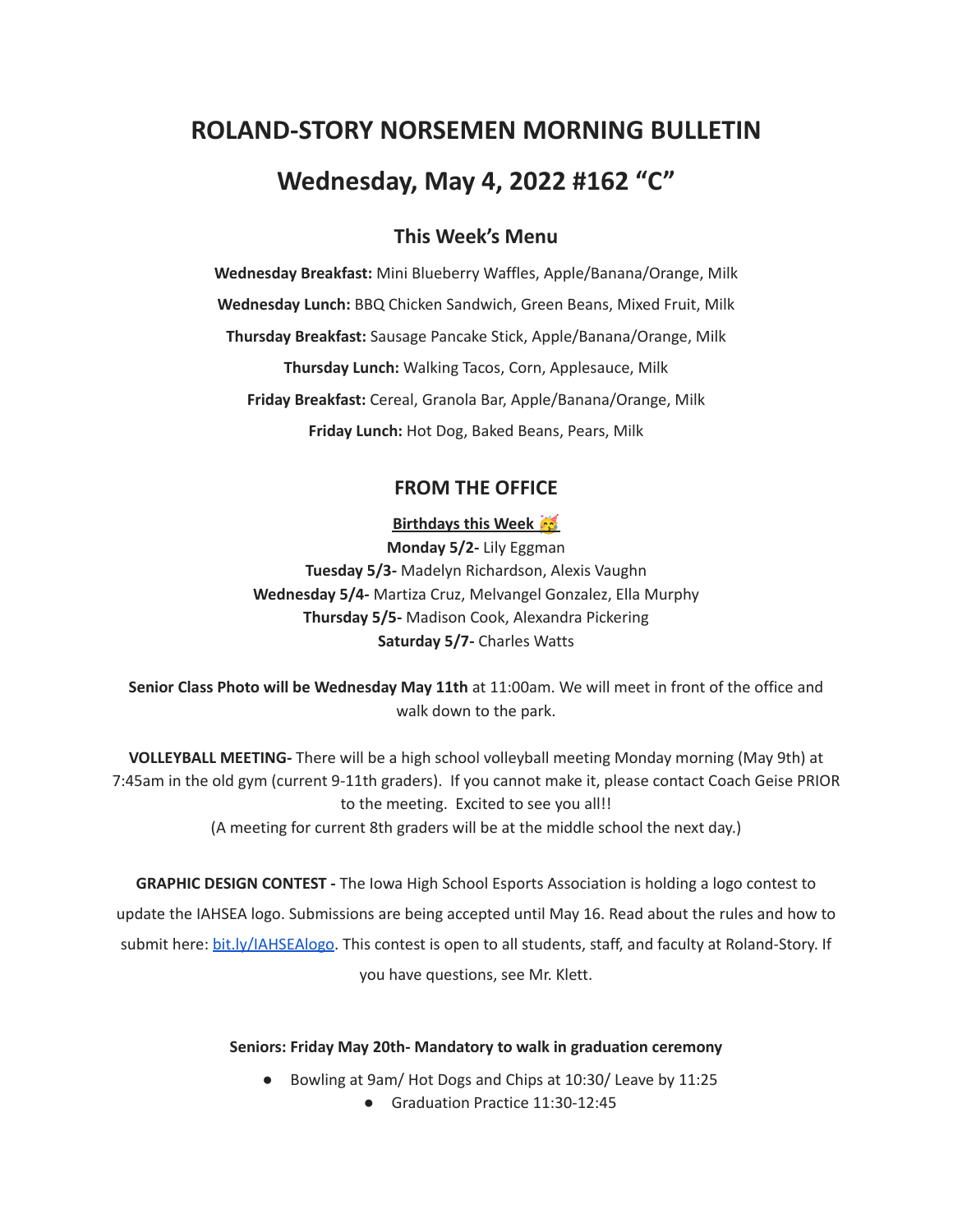# ROLAND-STORY NORSEMEN MORNING BULLETIN

# Wednesday, May 4, 2022 #162 "C"

## This Week's Menu

**Wednesday Breakfast:** Mini Blueberry Waffles, Apple/Banana/Orange, Milk

**Wednesday Lunch:** BBQ Chicken Sandwich, Green Beans, Mixed Fruit, Milk

**Thursday Breakfast:** Sausage Pancake Stick, Apple/Banana/Orange, Milk

**Thursday Lunch:** Walking Tacos, Corn, Applesauce, Milk

**Friday Breakfast:** Cereal, Granola Bar, Apple/Banana/Orange, Milk

**Friday Lunch:** Hot Dog, Baked Beans, Pears, Milk

## FROM THE OFFICE

**Birthdays this Week 🥳**

**Monday 5/2-** Lily Eggman
**Tuesday 5/3-** Madelyn Richardson, Alexis Vaughn
**Wednesday 5/4-** Martiza Cruz, Melvangel Gonzalez, Ella Murphy
**Thursday 5/5-** Madison Cook, Alexandra Pickering
**Saturday 5/7-** Charles Watts

**Senior Class Photo will be Wednesday May 11th** at 11:00am. We will meet in front of the office and walk down to the park.

**VOLLEYBALL MEETING-** There will be a high school volleyball meeting Monday morning (May 9th) at 7:45am in the old gym (current 9-11th graders). If you cannot make it, please contact Coach Geise PRIOR to the meeting. Excited to see you all!!
(A meeting for current 8th graders will be at the middle school the next day.)

**GRAPHIC DESIGN CONTEST -** The Iowa High School Esports Association is holding a logo contest to update the IAHSEA logo. Submissions are being accepted until May 16. Read about the rules and how to submit here: [bit.ly/IAHSEAlogo](bit.ly/IAHSEAlogo). This contest is open to all students, staff, and faculty at Roland-Story. If you have questions, see Mr. Klett.

**Seniors: Friday May 20th- Mandatory to walk in graduation ceremony**

- Bowling at 9am/ Hot Dogs and Chips at 10:30/ Leave by 11:25
  - Graduation Practice 11:30-12:45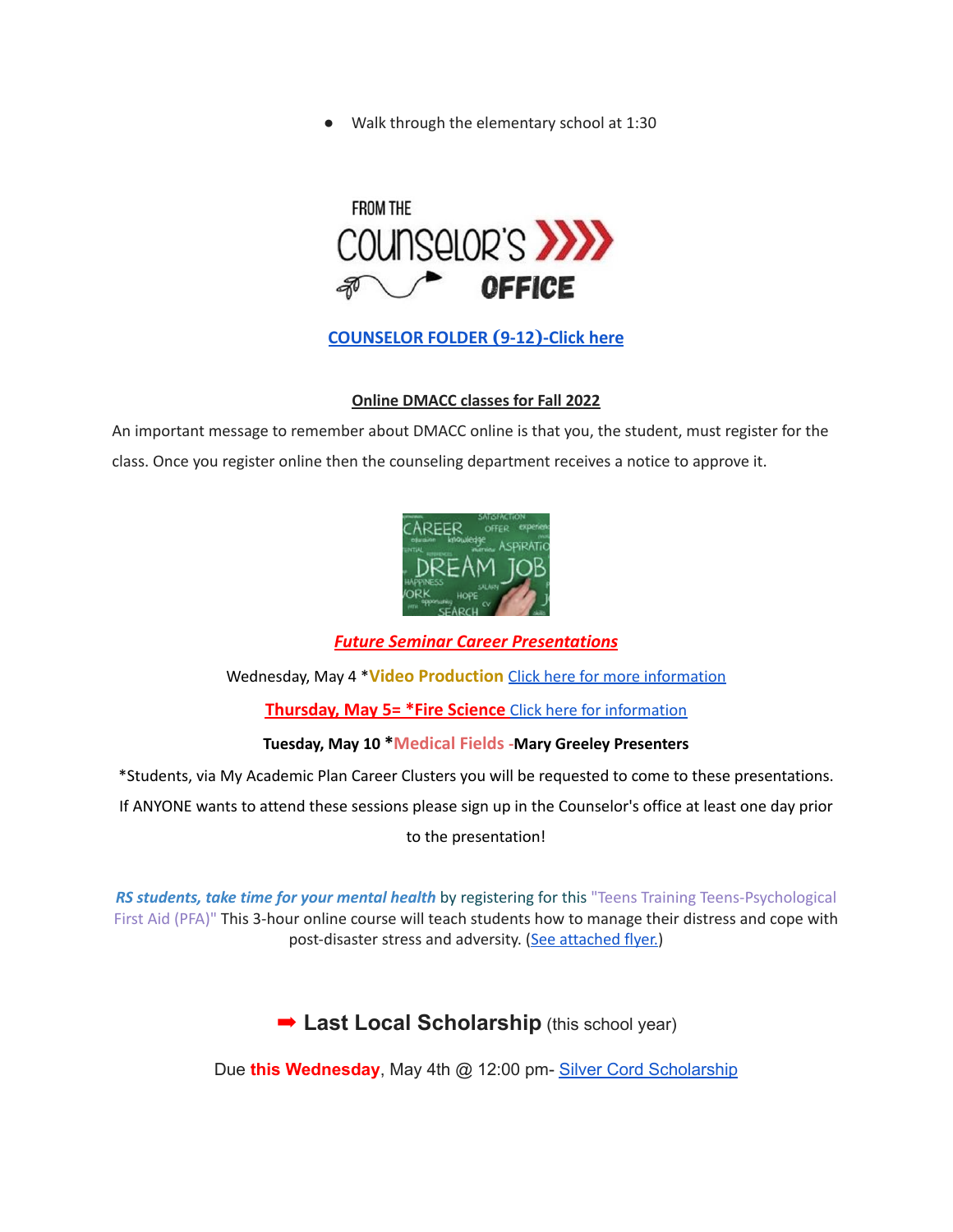- Walk through the elementary school at 1:30

FROM THE COUNSELOR'S OFFICE

**COUNSELOR FOLDER (9-12)-Click here**

**Online DMACC classes for Fall 2022**

An important message to remember about DMACC online is that you, the student, must register for the class. Once you register online then the counseling department receives a notice to approve it.

***Future Seminar Career Presentations***

Wednesday, May 4 ***Video Production** Click here for more information

**Thursday, May 5= *Fire Science** Click here for information

**Tuesday, May 10 *Medical Fields -Mary Greeley Presenters**

*Students, via My Academic Plan Career Clusters you will be requested to come to these presentations. If ANYONE wants to attend these sessions please sign up in the Counselor's office at least one day prior to the presentation!

***RS students, take time for your mental health*** by registering for this "Teens Training Teens-Psychological First Aid (PFA)" This 3-hour online course will teach students how to manage their distress and cope with post-disaster stress and adversity. (See attached flyer.)

## ➡ Last Local Scholarship (this school year)

Due **this Wednesday**, May 4th @ 12:00 pm- Silver Cord Scholarship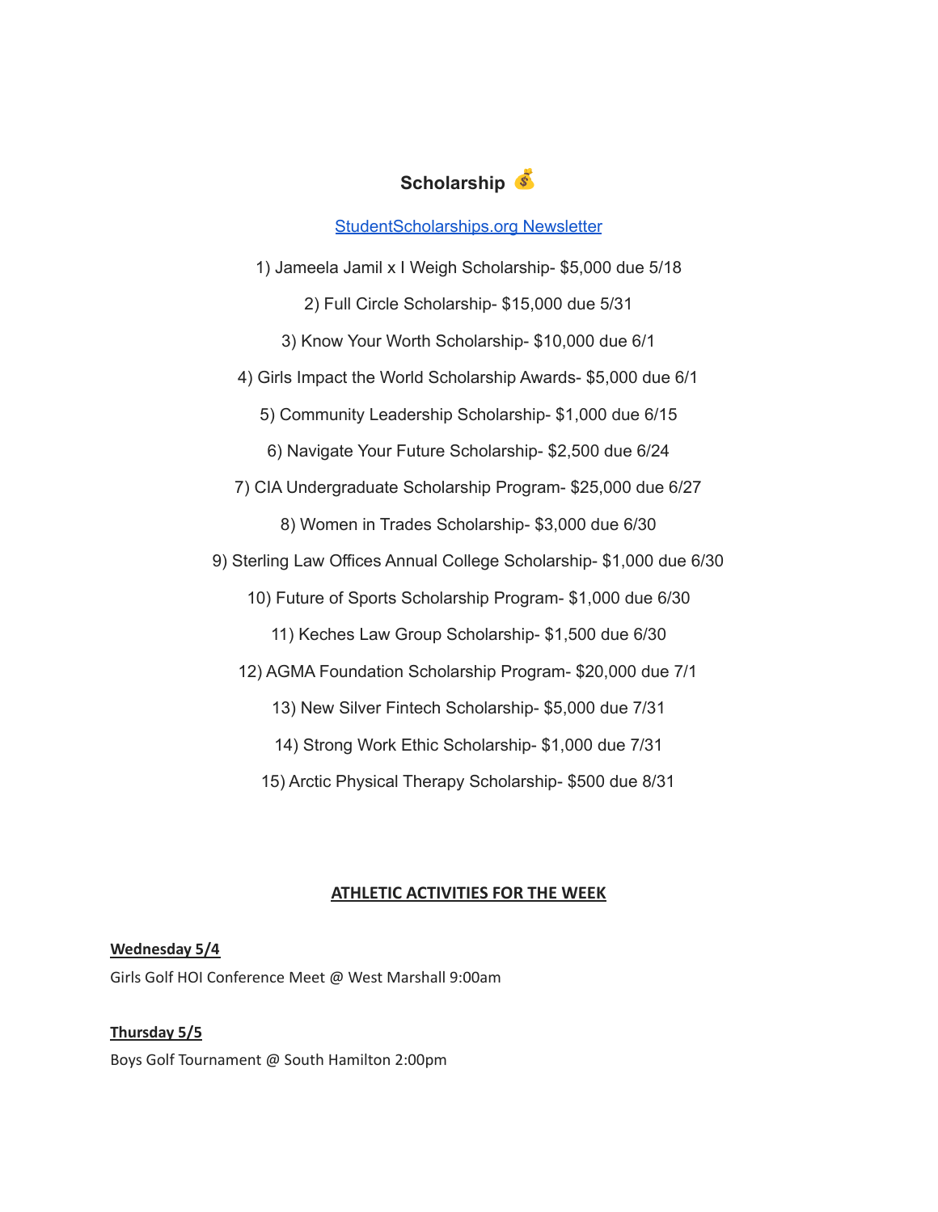## Scholarship 💰

[StudentScholarships.org Newsletter]

1) Jameela Jamil x I Weigh Scholarship- $5,000 due 5/18

2) Full Circle Scholarship- $15,000 due 5/31

3) Know Your Worth Scholarship- $10,000 due 6/1

4) Girls Impact the World Scholarship Awards- $5,000 due 6/1

5) Community Leadership Scholarship- $1,000 due 6/15

6) Navigate Your Future Scholarship- $2,500 due 6/24

7) CIA Undergraduate Scholarship Program- $25,000 due 6/27

8) Women in Trades Scholarship- $3,000 due 6/30

9) Sterling Law Offices Annual College Scholarship- $1,000 due 6/30

10) Future of Sports Scholarship Program- $1,000 due 6/30

11) Keches Law Group Scholarship- $1,500 due 6/30

12) AGMA Foundation Scholarship Program- $20,000 due 7/1

13) New Silver Fintech Scholarship- $5,000 due 7/31

14) Strong Work Ethic Scholarship- $1,000 due 7/31

15) Arctic Physical Therapy Scholarship- $500 due 8/31

## ATHLETIC ACTIVITIES FOR THE WEEK

**Wednesday 5/4**

Girls Golf HOI Conference Meet @ West Marshall 9:00am

**Thursday 5/5**

Boys Golf Tournament @ South Hamilton 2:00pm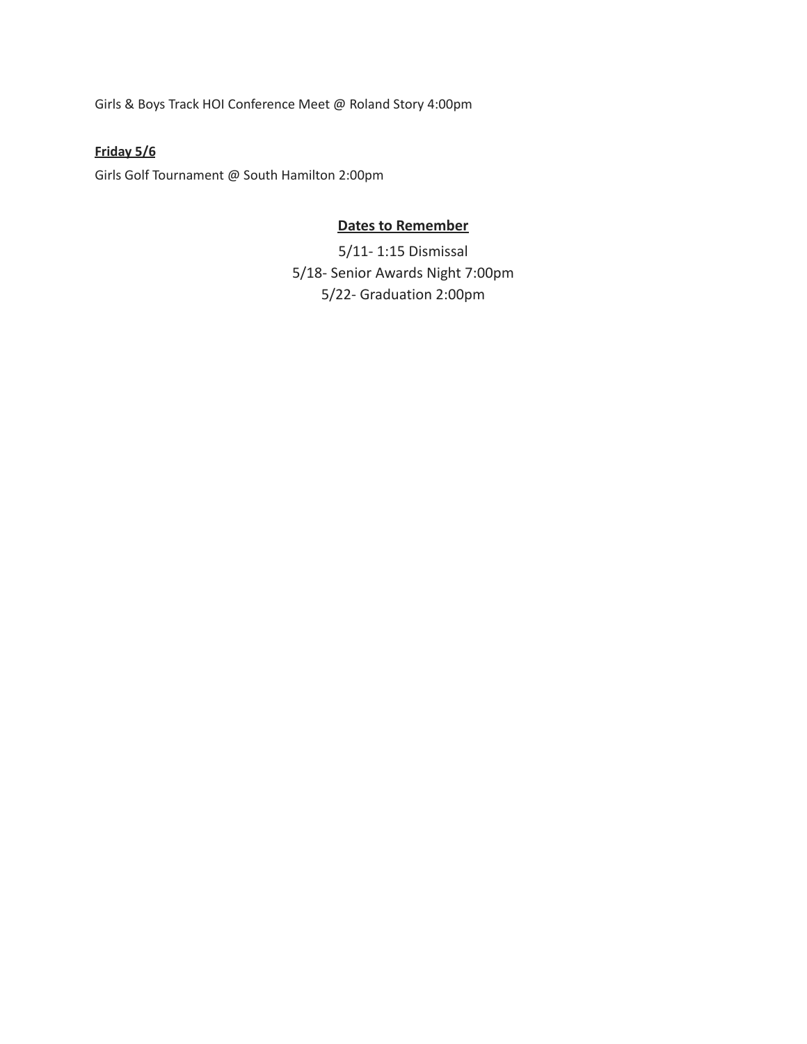Girls & Boys Track HOI Conference Meet @ Roland Story 4:00pm

**Friday 5/6**

Girls Golf Tournament @ South Hamilton 2:00pm

## Dates to Remember

5/11- 1:15 Dismissal
5/18- Senior Awards Night 7:00pm
5/22- Graduation 2:00pm